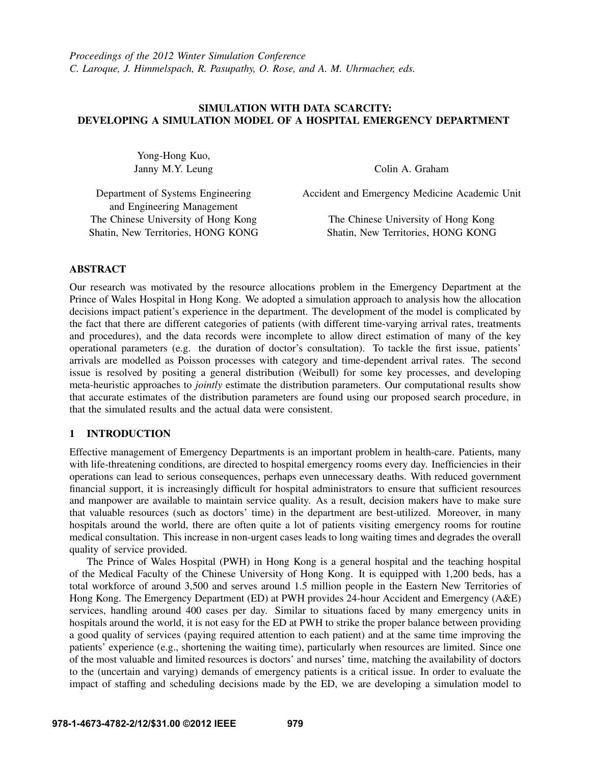*Proceedings of the 2012 Winter Simulation Conference*
*C. Laroque, J. Himmelspach, R. Pasupathy, O. Rose, and A. M. Uhrmacher, eds.*

# SIMULATION WITH DATA SCARCITY: DEVELOPING A SIMULATION MODEL OF A HOSPITAL EMERGENCY DEPARTMENT

Yong-Hong Kuo,
Janny M.Y. Leung

Department of Systems Engineering
and Engineering Management
The Chinese University of Hong Kong
Shatin, New Territories, HONG KONG

Colin A. Graham

Accident and Emergency Medicine Academic Unit

The Chinese University of Hong Kong
Shatin, New Territories, HONG KONG

## ABSTRACT

Our research was motivated by the resource allocations problem in the Emergency Department at the Prince of Wales Hospital in Hong Kong. We adopted a simulation approach to analysis how the allocation decisions impact patient's experience in the department. The development of the model is complicated by the fact that there are different categories of patients (with different time-varying arrival rates, treatments and procedures), and the data records were incomplete to allow direct estimation of many of the key operational parameters (e.g. the duration of doctor's consultation). To tackle the first issue, patients' arrivals are modelled as Poisson processes with category and time-dependent arrival rates. The second issue is resolved by positing a general distribution (Weibull) for some key processes, and developing meta-heuristic approaches to *jointly* estimate the distribution parameters. Our computational results show that accurate estimates of the distribution parameters are found using our proposed search procedure, in that the simulated results and the actual data were consistent.

## 1 INTRODUCTION

Effective management of Emergency Departments is an important problem in health-care. Patients, many with life-threatening conditions, are directed to hospital emergency rooms every day. Inefficiencies in their operations can lead to serious consequences, perhaps even unnecessary deaths. With reduced government financial support, it is increasingly difficult for hospital administrators to ensure that sufficient resources and manpower are available to maintain service quality. As a result, decision makers have to make sure that valuable resources (such as doctors' time) in the department are best-utilized. Moreover, in many hospitals around the world, there are often quite a lot of patients visiting emergency rooms for routine medical consultation. This increase in non-urgent cases leads to long waiting times and degrades the overall quality of service provided.

The Prince of Wales Hospital (PWH) in Hong Kong is a general hospital and the teaching hospital of the Medical Faculty of the Chinese University of Hong Kong. It is equipped with 1,200 beds, has a total workforce of around 3,500 and serves around 1.5 million people in the Eastern New Territories of Hong Kong. The Emergency Department (ED) at PWH provides 24-hour Accident and Emergency (A&E) services, handling around 400 cases per day. Similar to situations faced by many emergency units in hospitals around the world, it is not easy for the ED at PWH to strike the proper balance between providing a good quality of services (paying required attention to each patient) and at the same time improving the patients' experience (e.g., shortening the waiting time), particularly when resources are limited. Since one of the most valuable and limited resources is doctors' and nurses' time, matching the availability of doctors to the (uncertain and varying) demands of emergency patients is a critical issue. In order to evaluate the impact of staffing and scheduling decisions made by the ED, we are developing a simulation model to

978-1-4673-4782-2/12/$31.00 ©2012 IEEE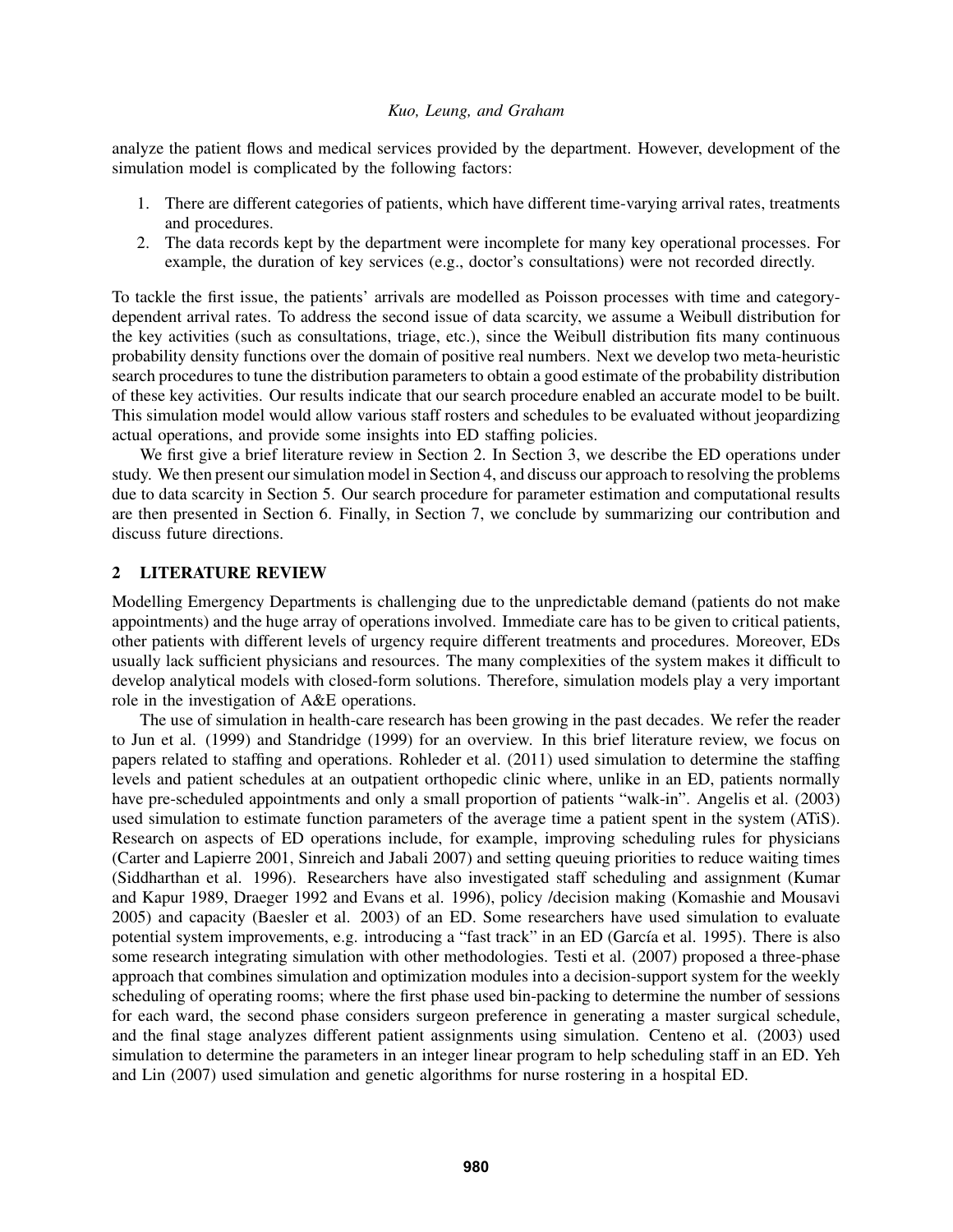analyze the patient flows and medical services provided by the department. However, development of the simulation model is complicated by the following factors:

1. There are different categories of patients, which have different time-varying arrival rates, treatments and procedures.
2. The data records kept by the department were incomplete for many key operational processes. For example, the duration of key services (e.g., doctor's consultations) were not recorded directly.

To tackle the first issue, the patients' arrivals are modelled as Poisson processes with time and category-dependent arrival rates. To address the second issue of data scarcity, we assume a Weibull distribution for the key activities (such as consultations, triage, etc.), since the Weibull distribution fits many continuous probability density functions over the domain of positive real numbers. Next we develop two meta-heuristic search procedures to tune the distribution parameters to obtain a good estimate of the probability distribution of these key activities. Our results indicate that our search procedure enabled an accurate model to be built. This simulation model would allow various staff rosters and schedules to be evaluated without jeopardizing actual operations, and provide some insights into ED staffing policies.

We first give a brief literature review in Section 2. In Section 3, we describe the ED operations under study. We then present our simulation model in Section 4, and discuss our approach to resolving the problems due to data scarcity in Section 5. Our search procedure for parameter estimation and computational results are then presented in Section 6. Finally, in Section 7, we conclude by summarizing our contribution and discuss future directions.

## 2 LITERATURE REVIEW

Modelling Emergency Departments is challenging due to the unpredictable demand (patients do not make appointments) and the huge array of operations involved. Immediate care has to be given to critical patients, other patients with different levels of urgency require different treatments and procedures. Moreover, EDs usually lack sufficient physicians and resources. The many complexities of the system makes it difficult to develop analytical models with closed-form solutions. Therefore, simulation models play a very important role in the investigation of A&E operations.

The use of simulation in health-care research has been growing in the past decades. We refer the reader to Jun et al. (1999) and Standridge (1999) for an overview. In this brief literature review, we focus on papers related to staffing and operations. Rohleder et al. (2011) used simulation to determine the staffing levels and patient schedules at an outpatient orthopedic clinic where, unlike in an ED, patients normally have pre-scheduled appointments and only a small proportion of patients "walk-in". Angelis et al. (2003) used simulation to estimate function parameters of the average time a patient spent in the system (ATiS). Research on aspects of ED operations include, for example, improving scheduling rules for physicians (Carter and Lapierre 2001, Sinreich and Jabali 2007) and setting queuing priorities to reduce waiting times (Siddharthan et al. 1996). Researchers have also investigated staff scheduling and assignment (Kumar and Kapur 1989, Draeger 1992 and Evans et al. 1996), policy /decision making (Komashie and Mousavi 2005) and capacity (Baesler et al. 2003) of an ED. Some researchers have used simulation to evaluate potential system improvements, e.g. introducing a "fast track" in an ED (García et al. 1995). There is also some research integrating simulation with other methodologies. Testi et al. (2007) proposed a three-phase approach that combines simulation and optimization modules into a decision-support system for the weekly scheduling of operating rooms; where the first phase used bin-packing to determine the number of sessions for each ward, the second phase considers surgeon preference in generating a master surgical schedule, and the final stage analyzes different patient assignments using simulation. Centeno et al. (2003) used simulation to determine the parameters in an integer linear program to help scheduling staff in an ED. Yeh and Lin (2007) used simulation and genetic algorithms for nurse rostering in a hospital ED.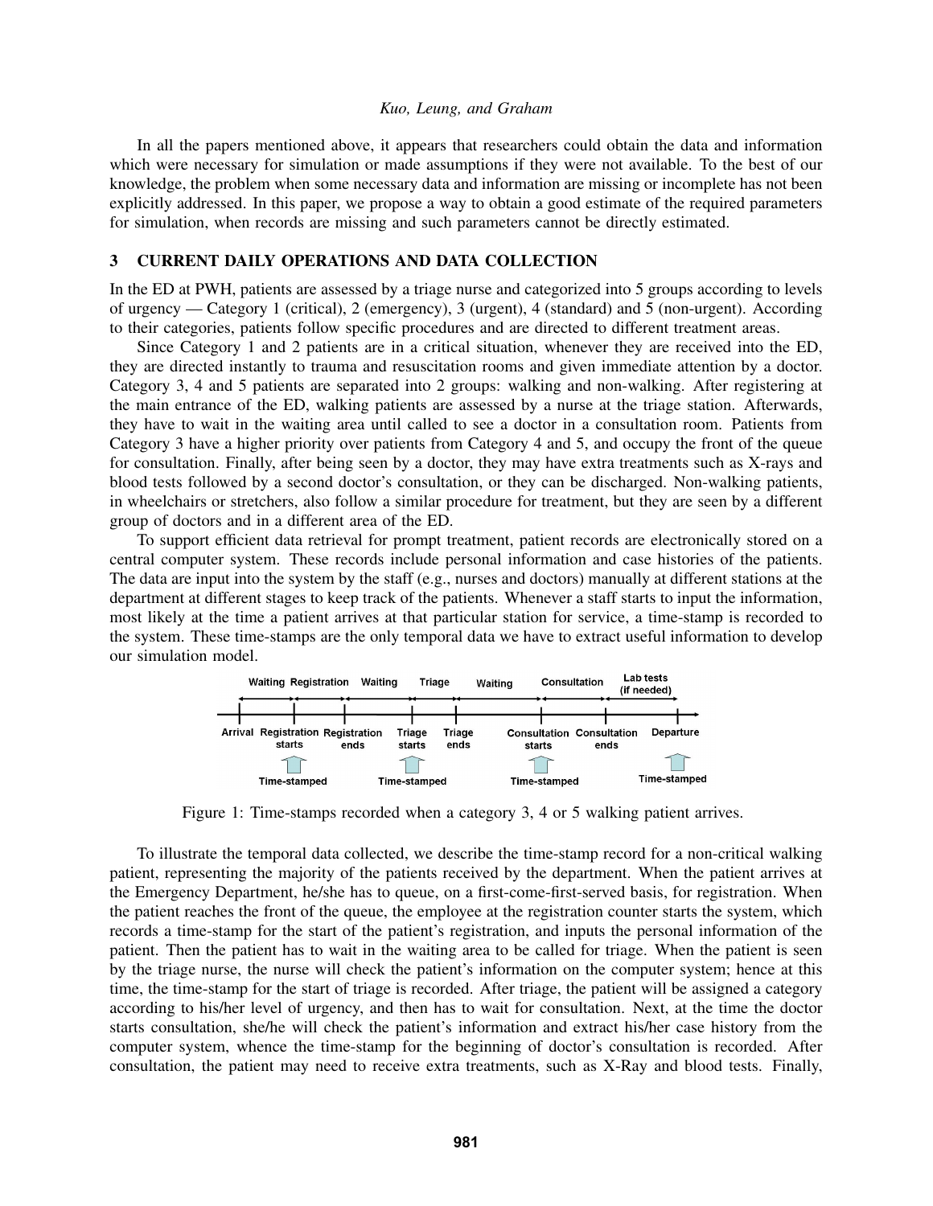In all the papers mentioned above, it appears that researchers could obtain the data and information which were necessary for simulation or made assumptions if they were not available. To the best of our knowledge, the problem when some necessary data and information are missing or incomplete has not been explicitly addressed. In this paper, we propose a way to obtain a good estimate of the required parameters for simulation, when records are missing and such parameters cannot be directly estimated.

## 3 CURRENT DAILY OPERATIONS AND DATA COLLECTION

In the ED at PWH, patients are assessed by a triage nurse and categorized into 5 groups according to levels of urgency — Category 1 (critical), 2 (emergency), 3 (urgent), 4 (standard) and 5 (non-urgent). According to their categories, patients follow specific procedures and are directed to different treatment areas.

Since Category 1 and 2 patients are in a critical situation, whenever they are received into the ED, they are directed instantly to trauma and resuscitation rooms and given immediate attention by a doctor. Category 3, 4 and 5 patients are separated into 2 groups: walking and non-walking. After registering at the main entrance of the ED, walking patients are assessed by a nurse at the triage station. Afterwards, they have to wait in the waiting area until called to see a doctor in a consultation room. Patients from Category 3 have a higher priority over patients from Category 4 and 5, and occupy the front of the queue for consultation. Finally, after being seen by a doctor, they may have extra treatments such as X-rays and blood tests followed by a second doctor's consultation, or they can be discharged. Non-walking patients, in wheelchairs or stretchers, also follow a similar procedure for treatment, but they are seen by a different group of doctors and in a different area of the ED.

To support efficient data retrieval for prompt treatment, patient records are electronically stored on a central computer system. These records include personal information and case histories of the patients. The data are input into the system by the staff (e.g., nurses and doctors) manually at different stations at the department at different stages to keep track of the patients. Whenever a staff starts to input the information, most likely at the time a patient arrives at that particular station for service, a time-stamp is recorded to the system. These time-stamps are the only temporal data we have to extract useful information to develop our simulation model.

Figure 1: Time-stamps recorded when a category 3, 4 or 5 walking patient arrives.

To illustrate the temporal data collected, we describe the time-stamp record for a non-critical walking patient, representing the majority of the patients received by the department. When the patient arrives at the Emergency Department, he/she has to queue, on a first-come-first-served basis, for registration. When the patient reaches the front of the queue, the employee at the registration counter starts the system, which records a time-stamp for the start of the patient's registration, and inputs the personal information of the patient. Then the patient has to wait in the waiting area to be called for triage. When the patient is seen by the triage nurse, the nurse will check the patient's information on the computer system; hence at this time, the time-stamp for the start of triage is recorded. After triage, the patient will be assigned a category according to his/her level of urgency, and then has to wait for consultation. Next, at the time the doctor starts consultation, she/he will check the patient's information and extract his/her case history from the computer system, whence the time-stamp for the beginning of doctor's consultation is recorded. After consultation, the patient may need to receive extra treatments, such as X-Ray and blood tests. Finally,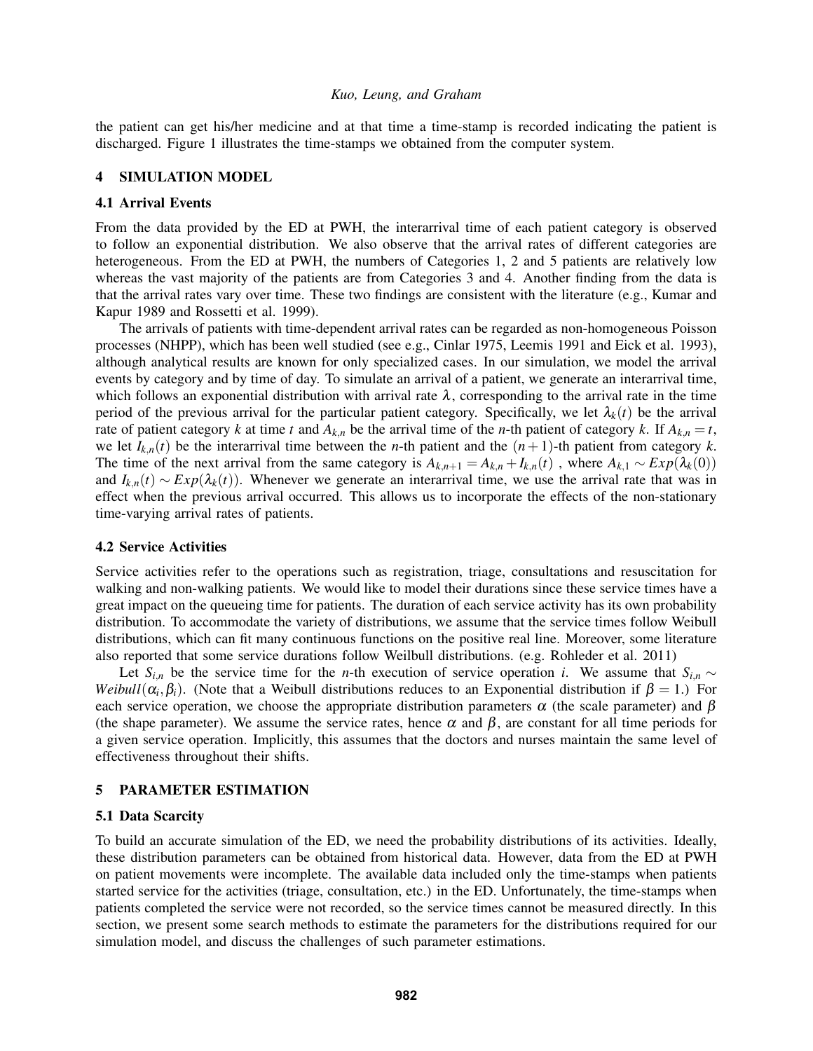the patient can get his/her medicine and at that time a time-stamp is recorded indicating the patient is discharged. Figure 1 illustrates the time-stamps we obtained from the computer system.

## 4 SIMULATION MODEL

### 4.1 Arrival Events

From the data provided by the ED at PWH, the interarrival time of each patient category is observed to follow an exponential distribution. We also observe that the arrival rates of different categories are heterogeneous. From the ED at PWH, the numbers of Categories 1, 2 and 5 patients are relatively low whereas the vast majority of the patients are from Categories 3 and 4. Another finding from the data is that the arrival rates vary over time. These two findings are consistent with the literature (e.g., Kumar and Kapur 1989 and Rossetti et al. 1999).

The arrivals of patients with time-dependent arrival rates can be regarded as non-homogeneous Poisson processes (NHPP), which has been well studied (see e.g., Cinlar 1975, Leemis 1991 and Eick et al. 1993), although analytical results are known for only specialized cases. In our simulation, we model the arrival events by category and by time of day. To simulate an arrival of a patient, we generate an interarrival time, which follows an exponential distribution with arrival rate $\lambda$, corresponding to the arrival rate in the time period of the previous arrival for the particular patient category. Specifically, we let $\lambda_k(t)$ be the arrival rate of patient category $k$ at time $t$ and $A_{k,n}$ be the arrival time of the $n$-th patient of category $k$. If $A_{k,n} = t$, we let $I_{k,n}(t)$ be the interarrival time between the $n$-th patient and the $(n+1)$-th patient from category $k$. The time of the next arrival from the same category is $A_{k,n+1} = A_{k,n} + I_{k,n}(t)$ , where $A_{k,1} \sim Exp(\lambda_k(0))$ and $I_{k,n}(t) \sim Exp(\lambda_k(t))$. Whenever we generate an interarrival time, we use the arrival rate that was in effect when the previous arrival occurred. This allows us to incorporate the effects of the non-stationary time-varying arrival rates of patients.

### 4.2 Service Activities

Service activities refer to the operations such as registration, triage, consultations and resuscitation for walking and non-walking patients. We would like to model their durations since these service times have a great impact on the queueing time for patients. The duration of each service activity has its own probability distribution. To accommodate the variety of distributions, we assume that the service times follow Weibull distributions, which can fit many continuous functions on the positive real line. Moreover, some literature also reported that some service durations follow Weilbull distributions. (e.g. Rohleder et al. 2011)

Let $S_{i,n}$ be the service time for the $n$-th execution of service operation $i$. We assume that $S_{i,n} \sim Weibull(\alpha_i, \beta_i)$. (Note that a Weibull distributions reduces to an Exponential distribution if $\beta = 1$.) For each service operation, we choose the appropriate distribution parameters $\alpha$ (the scale parameter) and $\beta$ (the shape parameter). We assume the service rates, hence $\alpha$ and $\beta$, are constant for all time periods for a given service operation. Implicitly, this assumes that the doctors and nurses maintain the same level of effectiveness throughout their shifts.

## 5 PARAMETER ESTIMATION

### 5.1 Data Scarcity

To build an accurate simulation of the ED, we need the probability distributions of its activities. Ideally, these distribution parameters can be obtained from historical data. However, data from the ED at PWH on patient movements were incomplete. The available data included only the time-stamps when patients started service for the activities (triage, consultation, etc.) in the ED. Unfortunately, the time-stamps when patients completed the service were not recorded, so the service times cannot be measured directly. In this section, we present some search methods to estimate the parameters for the distributions required for our simulation model, and discuss the challenges of such parameter estimations.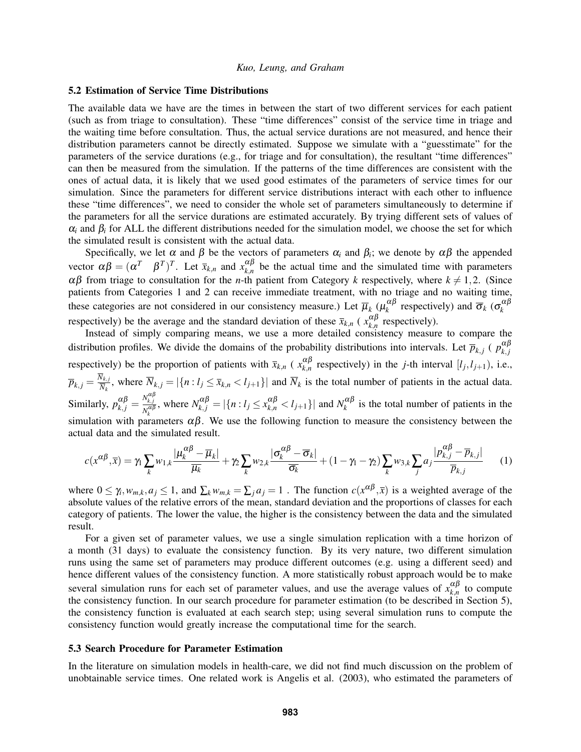### 5.2 Estimation of Service Time Distributions

The available data we have are the times in between the start of two different services for each patient (such as from triage to consultation). These "time differences" consist of the service time in triage and the waiting time before consultation. Thus, the actual service durations are not measured, and hence their distribution parameters cannot be directly estimated. Suppose we simulate with a "guesstimate" for the parameters of the service durations (e.g., for triage and for consultation), the resultant "time differences" can then be measured from the simulation. If the patterns of the time differences are consistent with the ones of actual data, it is likely that we used good estimates of the parameters of service times for our simulation. Since the parameters for different service distributions interact with each other to influence these "time differences", we need to consider the whole set of parameters simultaneously to determine if the parameters for all the service durations are estimated accurately. By trying different sets of values of $\alpha_i$ and $\beta_i$ for ALL the different distributions needed for the simulation model, we choose the set for which the simulated result is consistent with the actual data.

Specifically, we let $\alpha$ and $\beta$ be the vectors of parameters $\alpha_i$ and $\beta_i$; we denote by $\alpha\beta$ the appended vector $\alpha\beta = (\alpha^T \quad \beta^T)^T$. Let $\overline{x}_{k,n}$ and $x_{k,n}^{\alpha\beta}$ be the actual time and the simulated time with parameters $\alpha\beta$ from triage to consultation for the $n$-th patient from Category $k$ respectively, where $k \neq 1,2$. (Since patients from Categories 1 and 2 can receive immediate treatment, with no triage and no waiting time, these categories are not considered in our consistency measure.) Let $\overline{\mu}_k$ ($\mu_k^{\alpha\beta}$ respectively) and $\overline{\sigma}_k$ ($\sigma_k^{\alpha\beta}$ respectively) be the average and the standard deviation of these $\overline{x}_{k,n}$ ( $x_{k,n}^{\alpha\beta}$ respectively).

Instead of simply comparing means, we use a more detailed consistency measure to compare the distribution profiles. We divide the domains of the probability distributions into intervals. Let $\overline{p}_{k,j}$ ( $p_{k,j}^{\alpha\beta}$ respectively) be the proportion of patients with $\overline{x}_{k,n}$ ( $x_{k,n}^{\alpha\beta}$ respectively) in the $j$-th interval $[l_j, l_{j+1})$, i.e., $\overline{p}_{k,j} = \frac{\overline{N}_{k,j}}{\overline{N}_k}$, where $\overline{N}_{k,j} = |\{n : l_j \leq \overline{x}_{k,n} < l_{j+1}\}|$ and $\overline{N}_k$ is the total number of patients in the actual data. Similarly, $p_{k,j}^{\alpha\beta} = \frac{N_{k,j}^{\alpha\beta}}{N_k^{\alpha\beta}}$, where $N_{k,j}^{\alpha\beta} = |\{n : l_j \leq x_{k,n}^{\alpha\beta} < l_{j+1}\}|$ and $N_k^{\alpha\beta}$ is the total number of patients in the simulation with parameters $\alpha\beta$. We use the following function to measure the consistency between the actual data and the simulated result.

$$c(x^{\alpha\beta}, \overline{x}) = \gamma_1 \sum_k w_{1,k} \frac{|\mu_k^{\alpha\beta} - \overline{\mu}_k|}{\overline{\mu_k}} + \gamma_2 \sum_k w_{2,k} \frac{|\sigma_k^{\alpha\beta} - \overline{\sigma}_k|}{\overline{\sigma_k}} + (1 - \gamma_1 - \gamma_2) \sum_k w_{3,k} \sum_j a_j \frac{|p_{k,j}^{\alpha\beta} - \overline{p}_{k,j}|}{\overline{p}_{k,j}} \qquad (1)$$

where $0 \leq \gamma_i, w_{m,k}, a_j \leq 1$, and $\sum_k w_{m,k} = \sum_j a_j = 1$ . The function $c(x^{\alpha\beta}, \overline{x})$ is a weighted average of the absolute values of the relative errors of the mean, standard deviation and the proportions of classes for each category of patients. The lower the value, the higher is the consistency between the data and the simulated result.

For a given set of parameter values, we use a single simulation replication with a time horizon of a month (31 days) to evaluate the consistency function. By its very nature, two different simulation runs using the same set of parameters may produce different outcomes (e.g. using a different seed) and hence different values of the consistency function. A more statistically robust approach would be to make several simulation runs for each set of parameter values, and use the average values of $x_{k,n}^{\alpha\beta}$ to compute the consistency function. In our search procedure for parameter estimation (to be described in Section 5), the consistency function is evaluated at each search step; using several simulation runs to compute the consistency function would greatly increase the computational time for the search.

### 5.3 Search Procedure for Parameter Estimation

In the literature on simulation models in health-care, we did not find much discussion on the problem of unobtainable service times. One related work is Angelis et al. (2003), who estimated the parameters of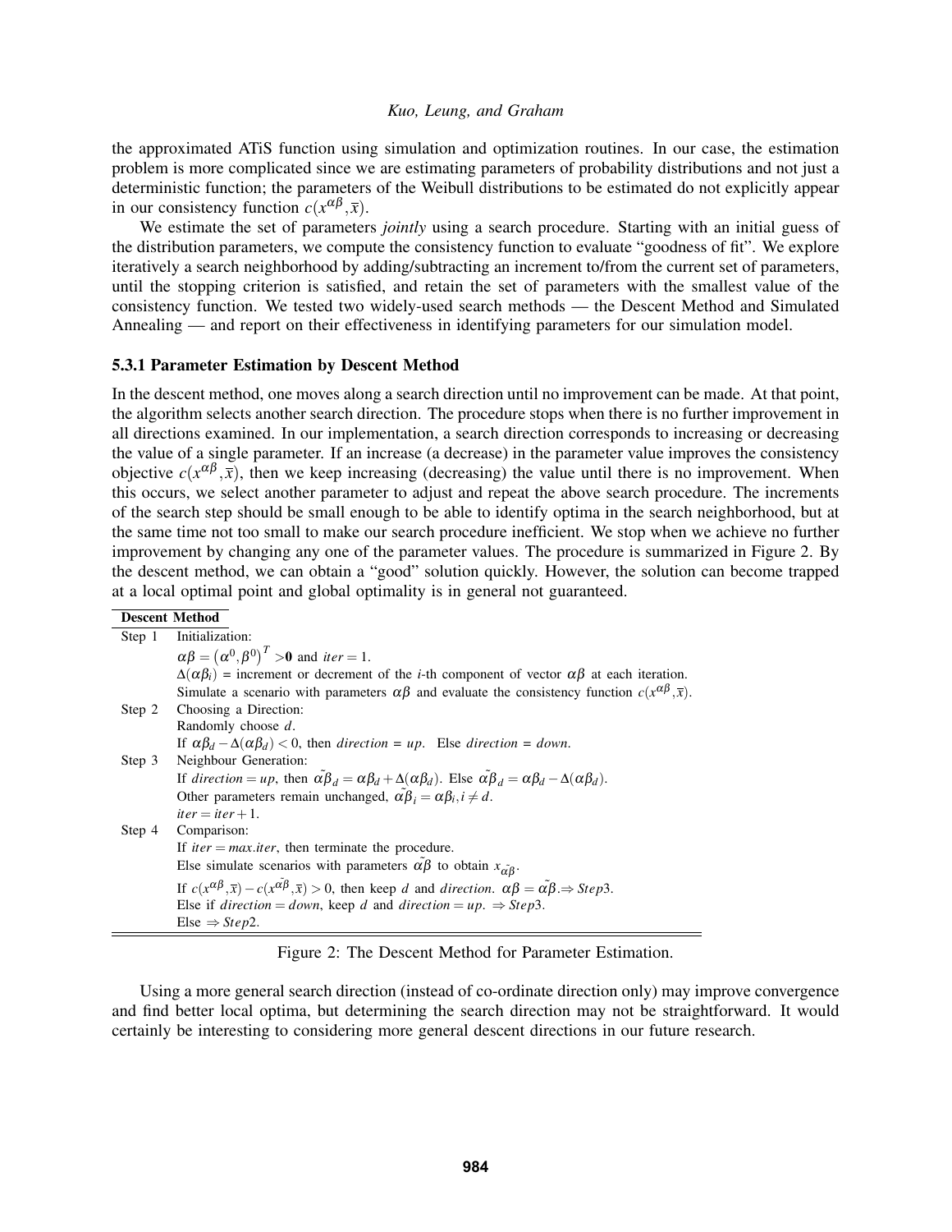the approximated ATiS function using simulation and optimization routines. In our case, the estimation problem is more complicated since we are estimating parameters of probability distributions and not just a deterministic function; the parameters of the Weibull distributions to be estimated do not explicitly appear in our consistency function $c(x^{\alpha\beta}, \bar{x})$.

We estimate the set of parameters *jointly* using a search procedure. Starting with an initial guess of the distribution parameters, we compute the consistency function to evaluate "goodness of fit". We explore iteratively a search neighborhood by adding/subtracting an increment to/from the current set of parameters, until the stopping criterion is satisfied, and retain the set of parameters with the smallest value of the consistency function. We tested two widely-used search methods — the Descent Method and Simulated Annealing — and report on their effectiveness in identifying parameters for our simulation model.

### 5.3.1 Parameter Estimation by Descent Method

In the descent method, one moves along a search direction until no improvement can be made. At that point, the algorithm selects another search direction. The procedure stops when there is no further improvement in all directions examined. In our implementation, a search direction corresponds to increasing or decreasing the value of a single parameter. If an increase (a decrease) in the parameter value improves the consistency objective $c(x^{\alpha\beta}, \bar{x})$, then we keep increasing (decreasing) the value until there is no improvement. When this occurs, we select another parameter to adjust and repeat the above search procedure. The increments of the search step should be small enough to be able to identify optima in the search neighborhood, but at the same time not too small to make our search procedure inefficient. We stop when we achieve no further improvement by changing any one of the parameter values. The procedure is summarized in Figure 2. By the descent method, we can obtain a "good" solution quickly. However, the solution can become trapped at a local optimal point and global optimality is in general not guaranteed.

**Descent Method**

| | |
|---|---|
| Step 1 | Initialization: |
| | $\alpha\beta = (\alpha^0, \beta^0)^T > \mathbf{0}$ and $iter = 1$. |
| | $\Delta(\alpha\beta_i)$ = increment or decrement of the $i$-th component of vector $\alpha\beta$ at each iteration. |
| | Simulate a scenario with parameters $\alpha\beta$ and evaluate the consistency function $c(x^{\alpha\beta}, \bar{x})$. |
| Step 2 | Choosing a Direction: |
| | Randomly choose $d$. |
| | If $\alpha\beta_d - \Delta(\alpha\beta_d) < 0$, then $direction = up$. Else $direction = down$. |
| Step 3 | Neighbour Generation: |
| | If $direction = up$, then $\tilde{\alpha\beta}_d = \alpha\beta_d + \Delta(\alpha\beta_d)$. Else $\tilde{\alpha\beta}_d = \alpha\beta_d - \Delta(\alpha\beta_d)$. |
| | Other parameters remain unchanged, $\tilde{\alpha\beta}_i = \alpha\beta_i, i \neq d$. |
| | $iter = iter + 1$. |
| Step 4 | Comparison: |
| | If $iter = max.iter$, then terminate the procedure. |
| | Else simulate scenarios with parameters $\tilde{\alpha\beta}$ to obtain $x_{\tilde{\alpha\beta}}$. |
| | If $c(x^{\alpha\beta}, \bar{x}) - c(x^{\tilde{\alpha\beta}}, \bar{x}) > 0$, then keep $d$ and $direction$. $\alpha\beta = \tilde{\alpha\beta}$. $\Rightarrow Step 3$. |
| | Else if $direction = down$, keep $d$ and $direction = up$. $\Rightarrow Step 3$. |
| | Else $\Rightarrow Step 2$. |

Figure 2: The Descent Method for Parameter Estimation.

Using a more general search direction (instead of co-ordinate direction only) may improve convergence and find better local optima, but determining the search direction may not be straightforward. It would certainly be interesting to considering more general descent directions in our future research.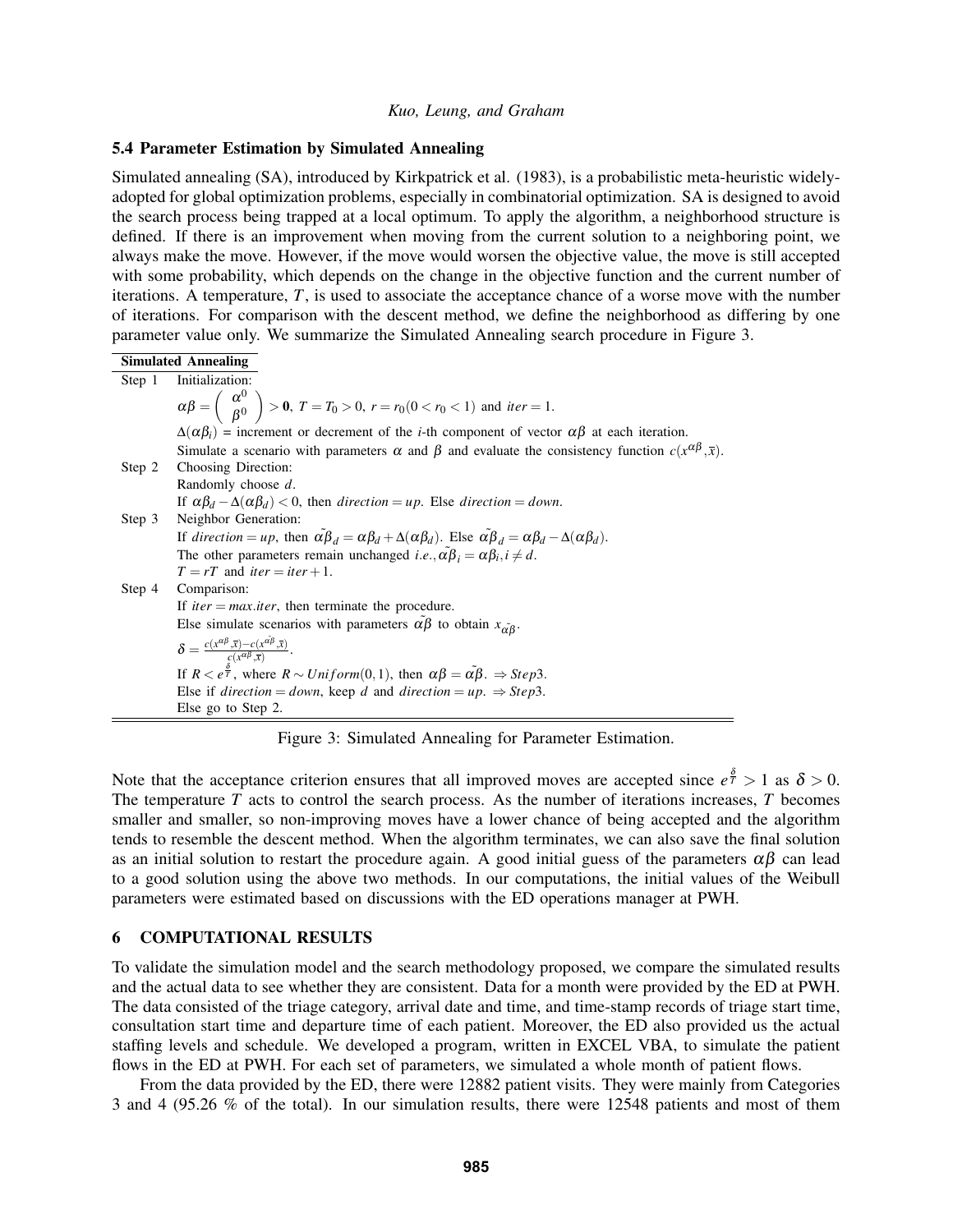### 5.4 Parameter Estimation by Simulated Annealing

Simulated annealing (SA), introduced by Kirkpatrick et al. (1983), is a probabilistic meta-heuristic widely-adopted for global optimization problems, especially in combinatorial optimization. SA is designed to avoid the search process being trapped at a local optimum. To apply the algorithm, a neighborhood structure is defined. If there is an improvement when moving from the current solution to a neighboring point, we always make the move. However, if the move would worsen the objective value, the move is still accepted with some probability, which depends on the change in the objective function and the current number of iterations. A temperature, $T$, is used to associate the acceptance chance of a worse move with the number of iterations. For comparison with the descent method, we define the neighborhood as differing by one parameter value only. We summarize the Simulated Annealing search procedure in Figure 3.

**Simulated Annealing**

| | |
|---|---|
| Step 1 | Initialization: |
| | $\alpha\beta = \begin{pmatrix} \alpha^0 \\ \beta^0 \end{pmatrix} > \mathbf{0}$, $T = T_0 > 0$, $r = r_0 (0 < r_0 < 1)$ and $iter = 1$. |
| | $\Delta(\alpha\beta_i)$ = increment or decrement of the $i$-th component of vector $\alpha\beta$ at each iteration. |
| | Simulate a scenario with parameters $\alpha$ and $\beta$ and evaluate the consistency function $c(x^{\alpha\beta}, \bar{x})$. |
| Step 2 | Choosing Direction: |
| | Randomly choose $d$. |
| | If $\alpha\beta_d - \Delta(\alpha\beta_d) < 0$, then $direction = up$. Else $direction = down$. |
| Step 3 | Neighbor Generation: |
| | If $direction = up$, then $\tilde{\alpha\beta}_d = \alpha\beta_d + \Delta(\alpha\beta_d)$. Else $\tilde{\alpha\beta}_d = \alpha\beta_d - \Delta(\alpha\beta_d)$. |
| | The other parameters remain unchanged *i.e.*, $\tilde{\alpha\beta}_i = \alpha\beta_i, i \neq d$. |
| | $T = rT$ and $iter = iter + 1$. |
| Step 4 | Comparison: |
| | If $iter = max.iter$, then terminate the procedure. |
| | Else simulate scenarios with parameters $\tilde{\alpha\beta}$ to obtain $x_{\tilde{\alpha\beta}}$. |
| | $\delta = \frac{c(x^{\alpha\beta}, \bar{x}) - c(x^{\tilde{\alpha\beta}}, \bar{x})}{c(x^{\alpha\beta}, \bar{x})}$. |
| | If $R < e^{\frac{\delta}{T}}$, where $R \sim Uniform(0,1)$, then $\alpha\beta = \tilde{\alpha\beta}$. $\Rightarrow Step 3$. |
| | Else if $direction = down$, keep $d$ and $direction = up$. $\Rightarrow Step 3$. |
| | Else go to Step 2. |

Figure 3: Simulated Annealing for Parameter Estimation.

Note that the acceptance criterion ensures that all improved moves are accepted since $e^{\frac{\delta}{T}} > 1$ as $\delta > 0$. The temperature $T$ acts to control the search process. As the number of iterations increases, $T$ becomes smaller and smaller, so non-improving moves have a lower chance of being accepted and the algorithm tends to resemble the descent method. When the algorithm terminates, we can also save the final solution as an initial solution to restart the procedure again. A good initial guess of the parameters $\alpha\beta$ can lead to a good solution using the above two methods. In our computations, the initial values of the Weibull parameters were estimated based on discussions with the ED operations manager at PWH.

## 6 COMPUTATIONAL RESULTS

To validate the simulation model and the search methodology proposed, we compare the simulated results and the actual data to see whether they are consistent. Data for a month were provided by the ED at PWH. The data consisted of the triage category, arrival date and time, and time-stamp records of triage start time, consultation start time and departure time of each patient. Moreover, the ED also provided us the actual staffing levels and schedule. We developed a program, written in EXCEL VBA, to simulate the patient flows in the ED at PWH. For each set of parameters, we simulated a whole month of patient flows.

From the data provided by the ED, there were 12882 patient visits. They were mainly from Categories 3 and 4 (95.26 % of the total). In our simulation results, there were 12548 patients and most of them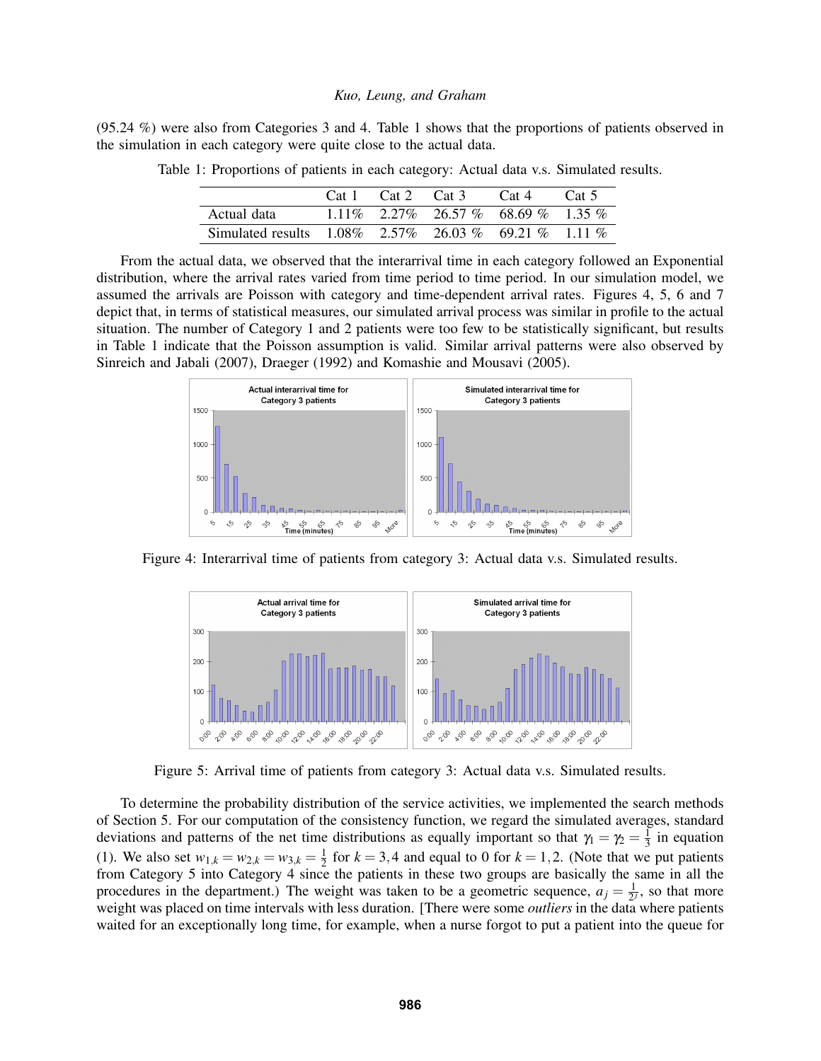(95.24 %) were also from Categories 3 and 4. Table 1 shows that the proportions of patients observed in the simulation in each category were quite close to the actual data.

Table 1: Proportions of patients in each category: Actual data v.s. Simulated results.

| | Cat 1 | Cat 2 | Cat 3 | Cat 4 | Cat 5 |
|---|---|---|---|---|---|
| Actual data | 1.11% | 2.27% | 26.57 % | 68.69 % | 1.35 % |
| Simulated results | 1.08% | 2.57% | 26.03 % | 69.21 % | 1.11 % |

From the actual data, we observed that the interarrival time in each category followed an Exponential distribution, where the arrival rates varied from time period to time period. In our simulation model, we assumed the arrivals are Poisson with category and time-dependent arrival rates. Figures 4, 5, 6 and 7 depict that, in terms of statistical measures, our simulated arrival process was similar in profile to the actual situation. The number of Category 1 and 2 patients were too few to be statistically significant, but results in Table 1 indicate that the Poisson assumption is valid. Similar arrival patterns were also observed by Sinreich and Jabali (2007), Draeger (1992) and Komashie and Mousavi (2005).

Figure 4: Interarrival time of patients from category 3: Actual data v.s. Simulated results.

Figure 5: Arrival time of patients from category 3: Actual data v.s. Simulated results.

To determine the probability distribution of the service activities, we implemented the search methods of Section 5. For our computation of the consistency function, we regard the simulated averages, standard deviations and patterns of the net time distributions as equally important so that $\gamma_1 = \gamma_2 = \frac{1}{3}$ in equation (1). We also set $w_{1,k} = w_{2,k} = w_{3,k} = \frac{1}{2}$ for $k = 3, 4$ and equal to 0 for $k = 1, 2$. (Note that we put patients from Category 5 into Category 4 since the patients in these two groups are basically the same in all the procedures in the department.) The weight was taken to be a geometric sequence, $a_j = \frac{1}{2^j}$, so that more weight was placed on time intervals with less duration. [There were some *outliers* in the data where patients waited for an exceptionally long time, for example, when a nurse forgot to put a patient into the queue for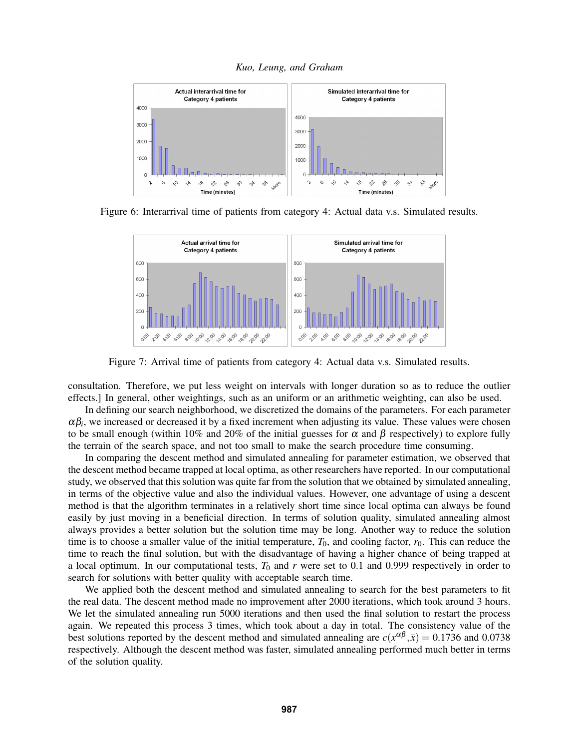Figure 6: Interarrival time of patients from category 4: Actual data v.s. Simulated results.

Figure 7: Arrival time of patients from category 4: Actual data v.s. Simulated results.

consultation. Therefore, we put less weight on intervals with longer duration so as to reduce the outlier effects.] In general, other weightings, such as an uniform or an arithmetic weighting, can also be used.

In defining our search neighborhood, we discretized the domains of the parameters. For each parameter $\alpha\beta_i$, we increased or decreased it by a fixed increment when adjusting its value. These values were chosen to be small enough (within 10% and 20% of the initial guesses for $\alpha$ and $\beta$ respectively) to explore fully the terrain of the search space, and not too small to make the search procedure time consuming.

In comparing the descent method and simulated annealing for parameter estimation, we observed that the descent method became trapped at local optima, as other researchers have reported. In our computational study, we observed that this solution was quite far from the solution that we obtained by simulated annealing, in terms of the objective value and also the individual values. However, one advantage of using a descent method is that the algorithm terminates in a relatively short time since local optima can always be found easily by just moving in a beneficial direction. In terms of solution quality, simulated annealing almost always provides a better solution but the solution time may be long. Another way to reduce the solution time is to choose a smaller value of the initial temperature, $T_0$, and cooling factor, $r_0$. This can reduce the time to reach the final solution, but with the disadvantage of having a higher chance of being trapped at a local optimum. In our computational tests, $T_0$ and $r$ were set to 0.1 and 0.999 respectively in order to search for solutions with better quality with acceptable search time.

We applied both the descent method and simulated annealing to search for the best parameters to fit the real data. The descent method made no improvement after 2000 iterations, which took around 3 hours. We let the simulated annealing run 5000 iterations and then used the final solution to restart the process again. We repeated this process 3 times, which took about a day in total. The consistency value of the best solutions reported by the descent method and simulated annealing are $c(x^{\alpha\beta}, \bar{x}) = 0.1736$ and 0.0738 respectively. Although the descent method was faster, simulated annealing performed much better in terms of the solution quality.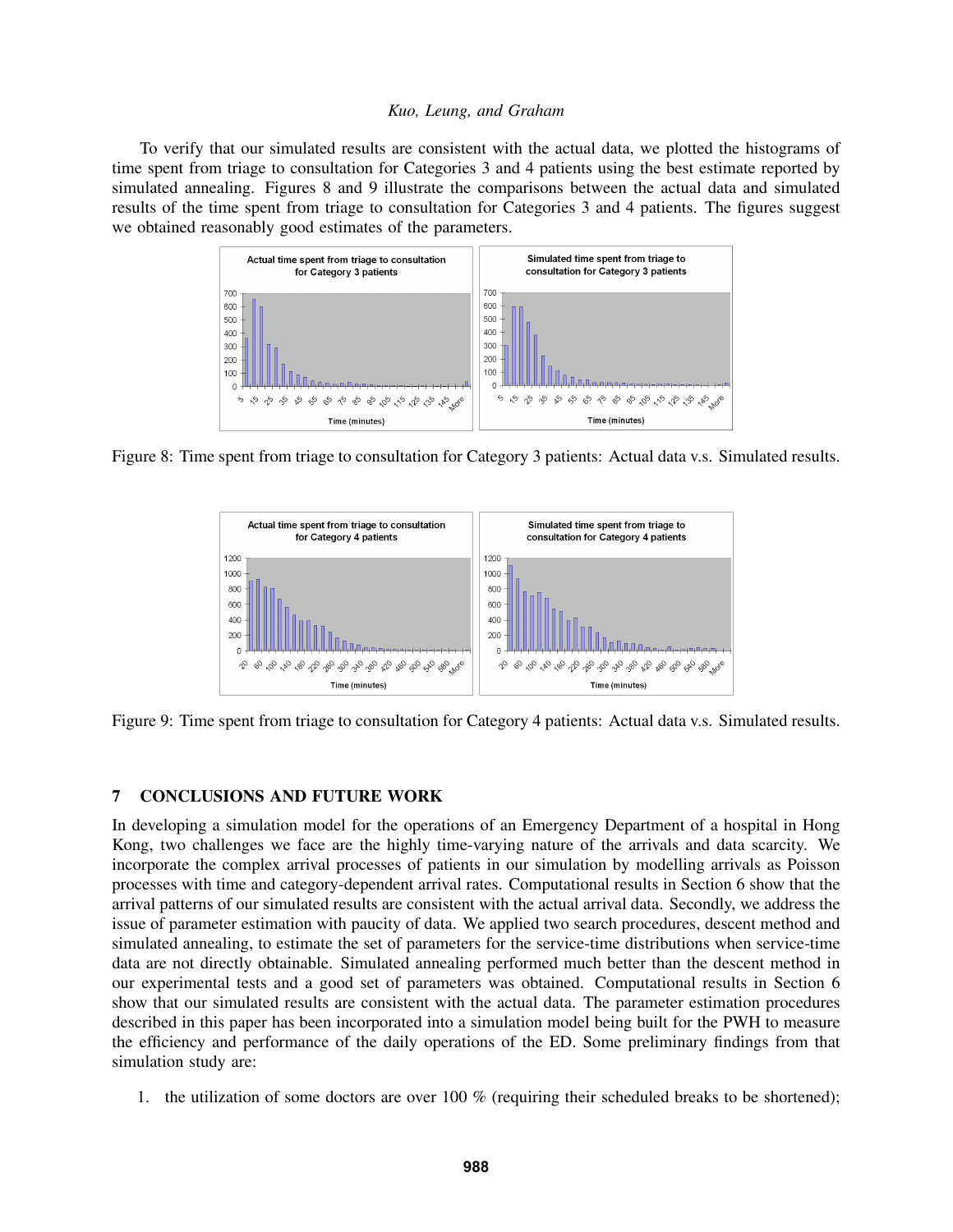To verify that our simulated results are consistent with the actual data, we plotted the histograms of time spent from triage to consultation for Categories 3 and 4 patients using the best estimate reported by simulated annealing. Figures 8 and 9 illustrate the comparisons between the actual data and simulated results of the time spent from triage to consultation for Categories 3 and 4 patients. The figures suggest we obtained reasonably good estimates of the parameters.

Figure 8: Time spent from triage to consultation for Category 3 patients: Actual data v.s. Simulated results.

Figure 9: Time spent from triage to consultation for Category 4 patients: Actual data v.s. Simulated results.

## 7 CONCLUSIONS AND FUTURE WORK

In developing a simulation model for the operations of an Emergency Department of a hospital in Hong Kong, two challenges we face are the highly time-varying nature of the arrivals and data scarcity. We incorporate the complex arrival processes of patients in our simulation by modelling arrivals as Poisson processes with time and category-dependent arrival rates. Computational results in Section 6 show that the arrival patterns of our simulated results are consistent with the actual arrival data. Secondly, we address the issue of parameter estimation with paucity of data. We applied two search procedures, descent method and simulated annealing, to estimate the set of parameters for the service-time distributions when service-time data are not directly obtainable. Simulated annealing performed much better than the descent method in our experimental tests and a good set of parameters was obtained. Computational results in Section 6 show that our simulated results are consistent with the actual data. The parameter estimation procedures described in this paper has been incorporated into a simulation model being built for the PWH to measure the efficiency and performance of the daily operations of the ED. Some preliminary findings from that simulation study are:

1. the utilization of some doctors are over 100 % (requiring their scheduled breaks to be shortened);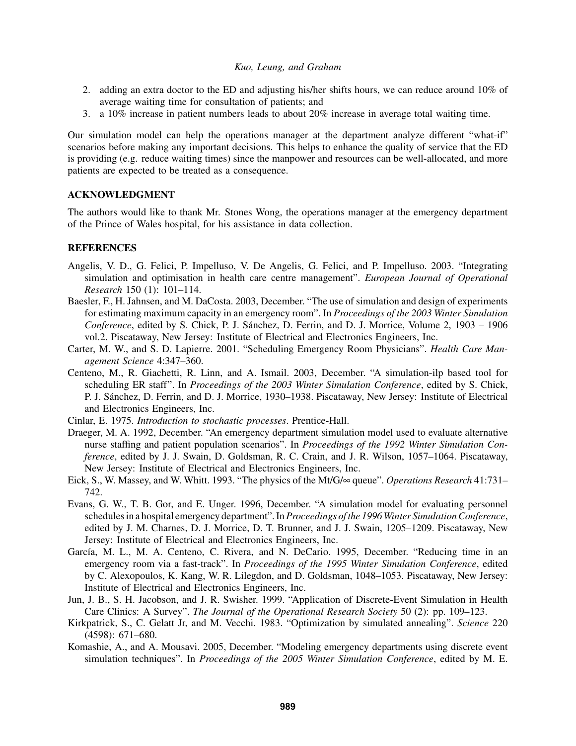2. adding an extra doctor to the ED and adjusting his/her shifts hours, we can reduce around 10% of average waiting time for consultation of patients; and
3. a 10% increase in patient numbers leads to about 20% increase in average total waiting time.

Our simulation model can help the operations manager at the department analyze different "what-if" scenarios before making any important decisions. This helps to enhance the quality of service that the ED is providing (e.g. reduce waiting times) since the manpower and resources can be well-allocated, and more patients are expected to be treated as a consequence.

## ACKNOWLEDGMENT

The authors would like to thank Mr. Stones Wong, the operations manager at the emergency department of the Prince of Wales hospital, for his assistance in data collection.

## REFERENCES

Angelis, V. D., G. Felici, P. Impelluso, V. De Angelis, G. Felici, and P. Impelluso. 2003. "Integrating simulation and optimisation in health care centre management". *European Journal of Operational Research* 150 (1): 101–114.

Baesler, F., H. Jahnsen, and M. DaCosta. 2003, December. "The use of simulation and design of experiments for estimating maximum capacity in an emergency room". In *Proceedings of the 2003 Winter Simulation Conference*, edited by S. Chick, P. J. Sánchez, D. Ferrin, and D. J. Morrice, Volume 2, 1903 – 1906 vol.2. Piscataway, New Jersey: Institute of Electrical and Electronics Engineers, Inc.

Carter, M. W., and S. D. Lapierre. 2001. "Scheduling Emergency Room Physicians". *Health Care Management Science* 4:347–360.

Centeno, M., R. Giachetti, R. Linn, and A. Ismail. 2003, December. "A simulation-ilp based tool for scheduling ER staff". In *Proceedings of the 2003 Winter Simulation Conference*, edited by S. Chick, P. J. Sánchez, D. Ferrin, and D. J. Morrice, 1930–1938. Piscataway, New Jersey: Institute of Electrical and Electronics Engineers, Inc.

Cinlar, E. 1975. *Introduction to stochastic processes*. Prentice-Hall.

Draeger, M. A. 1992, December. "An emergency department simulation model used to evaluate alternative nurse staffing and patient population scenarios". In *Proceedings of the 1992 Winter Simulation Conference*, edited by J. J. Swain, D. Goldsman, R. C. Crain, and J. R. Wilson, 1057–1064. Piscataway, New Jersey: Institute of Electrical and Electronics Engineers, Inc.

Eick, S., W. Massey, and W. Whitt. 1993. "The physics of the Mt/G/∞ queue". *Operations Research* 41:731–742.

Evans, G. W., T. B. Gor, and E. Unger. 1996, December. "A simulation model for evaluating personnel schedules in a hospital emergency department". In *Proceedings of the 1996 Winter Simulation Conference*, edited by J. M. Charnes, D. J. Morrice, D. T. Brunner, and J. J. Swain, 1205–1209. Piscataway, New Jersey: Institute of Electrical and Electronics Engineers, Inc.

García, M. L., M. A. Centeno, C. Rivera, and N. DeCario. 1995, December. "Reducing time in an emergency room via a fast-track". In *Proceedings of the 1995 Winter Simulation Conference*, edited by C. Alexopoulos, K. Kang, W. R. Lilegdon, and D. Goldsman, 1048–1053. Piscataway, New Jersey: Institute of Electrical and Electronics Engineers, Inc.

Jun, J. B., S. H. Jacobson, and J. R. Swisher. 1999. "Application of Discrete-Event Simulation in Health Care Clinics: A Survey". *The Journal of the Operational Research Society* 50 (2): pp. 109–123.

Kirkpatrick, S., C. Gelatt Jr, and M. Vecchi. 1983. "Optimization by simulated annealing". *Science* 220 (4598): 671–680.

Komashie, A., and A. Mousavi. 2005, December. "Modeling emergency departments using discrete event simulation techniques". In *Proceedings of the 2005 Winter Simulation Conference*, edited by M. E.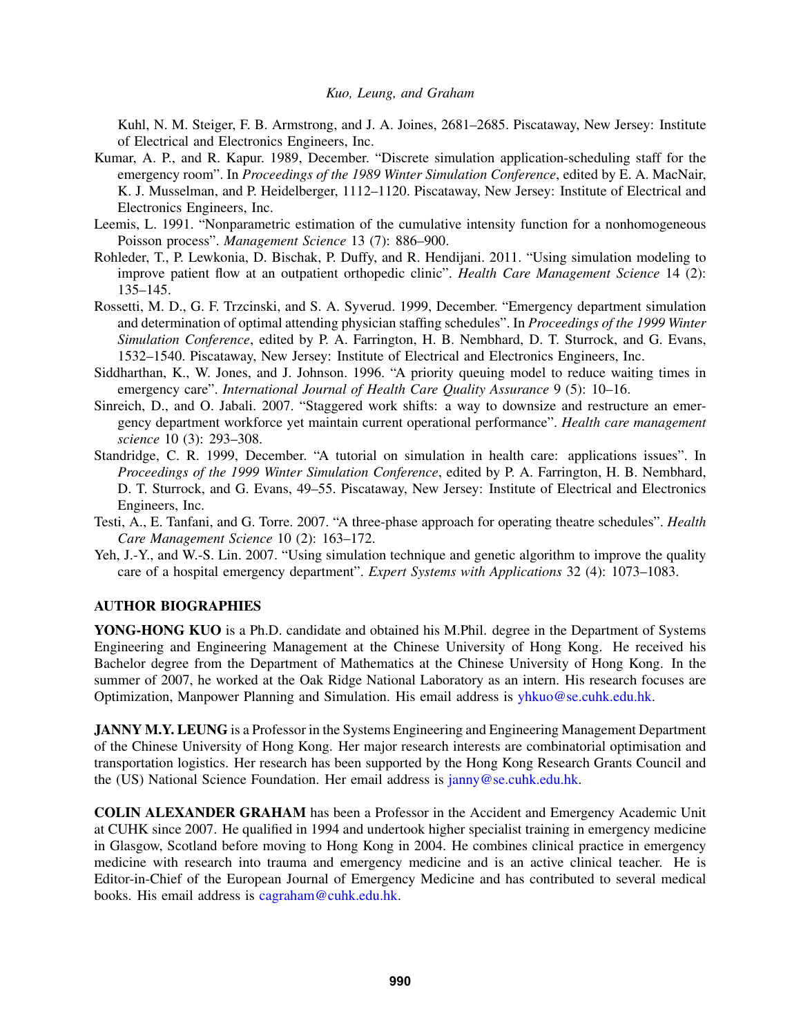Kuhl, N. M. Steiger, F. B. Armstrong, and J. A. Joines, 2681–2685. Piscataway, New Jersey: Institute of Electrical and Electronics Engineers, Inc.

Kumar, A. P., and R. Kapur. 1989, December. "Discrete simulation application-scheduling staff for the emergency room". In *Proceedings of the 1989 Winter Simulation Conference*, edited by E. A. MacNair, K. J. Musselman, and P. Heidelberger, 1112–1120. Piscataway, New Jersey: Institute of Electrical and Electronics Engineers, Inc.

Leemis, L. 1991. "Nonparametric estimation of the cumulative intensity function for a nonhomogeneous Poisson process". *Management Science* 13 (7): 886–900.

Rohleder, T., P. Lewkonia, D. Bischak, P. Duffy, and R. Hendijani. 2011. "Using simulation modeling to improve patient flow at an outpatient orthopedic clinic". *Health Care Management Science* 14 (2): 135–145.

Rossetti, M. D., G. F. Trzcinski, and S. A. Syverud. 1999, December. "Emergency department simulation and determination of optimal attending physician staffing schedules". In *Proceedings of the 1999 Winter Simulation Conference*, edited by P. A. Farrington, H. B. Nembhard, D. T. Sturrock, and G. Evans, 1532–1540. Piscataway, New Jersey: Institute of Electrical and Electronics Engineers, Inc.

Siddharthan, K., W. Jones, and J. Johnson. 1996. "A priority queuing model to reduce waiting times in emergency care". *International Journal of Health Care Quality Assurance* 9 (5): 10–16.

Sinreich, D., and O. Jabali. 2007. "Staggered work shifts: a way to downsize and restructure an emergency department workforce yet maintain current operational performance". *Health care management science* 10 (3): 293–308.

Standridge, C. R. 1999, December. "A tutorial on simulation in health care: applications issues". In *Proceedings of the 1999 Winter Simulation Conference*, edited by P. A. Farrington, H. B. Nembhard, D. T. Sturrock, and G. Evans, 49–55. Piscataway, New Jersey: Institute of Electrical and Electronics Engineers, Inc.

Testi, A., E. Tanfani, and G. Torre. 2007. "A three-phase approach for operating theatre schedules". *Health Care Management Science* 10 (2): 163–172.

Yeh, J.-Y., and W.-S. Lin. 2007. "Using simulation technique and genetic algorithm to improve the quality care of a hospital emergency department". *Expert Systems with Applications* 32 (4): 1073–1083.

## AUTHOR BIOGRAPHIES

**YONG-HONG KUO** is a Ph.D. candidate and obtained his M.Phil. degree in the Department of Systems Engineering and Engineering Management at the Chinese University of Hong Kong. He received his Bachelor degree from the Department of Mathematics at the Chinese University of Hong Kong. In the summer of 2007, he worked at the Oak Ridge National Laboratory as an intern. His research focuses are Optimization, Manpower Planning and Simulation. His email address is yhkuo@se.cuhk.edu.hk.

**JANNY M.Y. LEUNG** is a Professor in the Systems Engineering and Engineering Management Department of the Chinese University of Hong Kong. Her major research interests are combinatorial optimisation and transportation logistics. Her research has been supported by the Hong Kong Research Grants Council and the (US) National Science Foundation. Her email address is janny@se.cuhk.edu.hk.

**COLIN ALEXANDER GRAHAM** has been a Professor in the Accident and Emergency Academic Unit at CUHK since 2007. He qualified in 1994 and undertook higher specialist training in emergency medicine in Glasgow, Scotland before moving to Hong Kong in 2004. He combines clinical practice in emergency medicine with research into trauma and emergency medicine and is an active clinical teacher. He is Editor-in-Chief of the European Journal of Emergency Medicine and has contributed to several medical books. His email address is cagraham@cuhk.edu.hk.